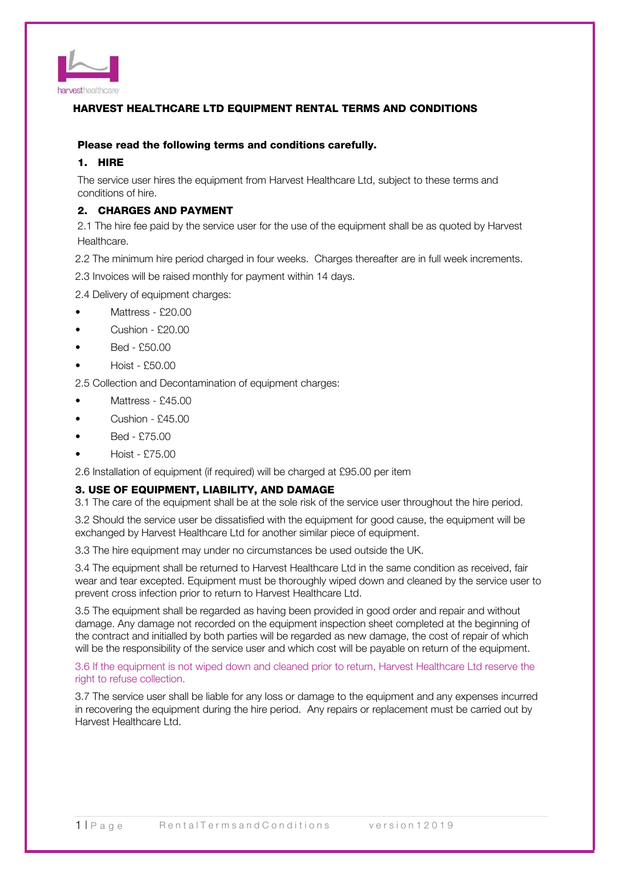# HARVEST HEALTHCARE LTD EQUIPMENT RENTAL TERMS AND CONDITIONS

**Please read the following terms and conditions carefully.**

## 1. HIRE

The service user hires the equipment from Harvest Healthcare Ltd, subject to these terms and conditions of hire.

## 2. CHARGES AND PAYMENT

2.1 The hire fee paid by the service user for the use of the equipment shall be as quoted by Harvest Healthcare.

2.2 The minimum hire period charged in four weeks. Charges thereafter are in full week increments.

2.3 Invoices will be raised monthly for payment within 14 days.

2.4 Delivery of equipment charges:

- Mattress - £20.00
- Cushion - £20.00
- Bed - £50.00
- Hoist - £50.00

2.5 Collection and Decontamination of equipment charges:

- Mattress - £45.00
- Cushion - £45.00
- Bed - £75.00
- Hoist - £75.00

2.6 Installation of equipment (if required) will be charged at £95.00 per item

## 3. USE OF EQUIPMENT, LIABILITY, AND DAMAGE

3.1 The care of the equipment shall be at the sole risk of the service user throughout the hire period.

3.2 Should the service user be dissatisfied with the equipment for good cause, the equipment will be exchanged by Harvest Healthcare Ltd for another similar piece of equipment.

3.3 The hire equipment may under no circumstances be used outside the UK.

3.4 The equipment shall be returned to Harvest Healthcare Ltd in the same condition as received, fair wear and tear excepted. Equipment must be thoroughly wiped down and cleaned by the service user to prevent cross infection prior to return to Harvest Healthcare Ltd.

3.5 The equipment shall be regarded as having been provided in good order and repair and without damage. Any damage not recorded on the equipment inspection sheet completed at the beginning of the contract and initialled by both parties will be regarded as new damage, the cost of repair of which will be the responsibility of the service user and which cost will be payable on return of the equipment.

3.6 If the equipment is not wiped down and cleaned prior to return, Harvest Healthcare Ltd reserve the right to refuse collection.

3.7 The service user shall be liable for any loss or damage to the equipment and any expenses incurred in recovering the equipment during the hire period. Any repairs or replacement must be carried out by Harvest Healthcare Ltd.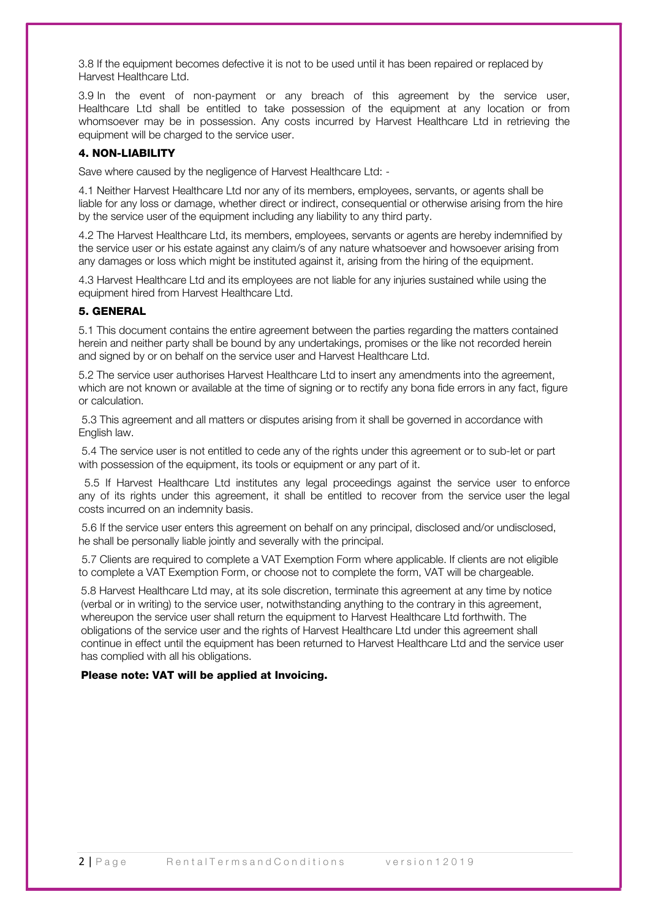3.8 If the equipment becomes defective it is not to be used until it has been repaired or replaced by Harvest Healthcare Ltd.

3.9 In the event of non-payment or any breach of this agreement by the service user, Healthcare Ltd shall be entitled to take possession of the equipment at any location or from whomsoever may be in possession. Any costs incurred by Harvest Healthcare Ltd in retrieving the equipment will be charged to the service user.

### 4. NON-LIABILITY

Save where caused by the negligence of Harvest Healthcare Ltd: -

4.1 Neither Harvest Healthcare Ltd nor any of its members, employees, servants, or agents shall be liable for any loss or damage, whether direct or indirect, consequential or otherwise arising from the hire by the service user of the equipment including any liability to any third party.

4.2 The Harvest Healthcare Ltd, its members, employees, servants or agents are hereby indemnified by the service user or his estate against any claim/s of any nature whatsoever and howsoever arising from any damages or loss which might be instituted against it, arising from the hiring of the equipment.

4.3 Harvest Healthcare Ltd and its employees are not liable for any injuries sustained while using the equipment hired from Harvest Healthcare Ltd.

### 5. GENERAL

5.1 This document contains the entire agreement between the parties regarding the matters contained herein and neither party shall be bound by any undertakings, promises or the like not recorded herein and signed by or on behalf on the service user and Harvest Healthcare Ltd.

5.2 The service user authorises Harvest Healthcare Ltd to insert any amendments into the agreement, which are not known or available at the time of signing or to rectify any bona fide errors in any fact, figure or calculation.

5.3 This agreement and all matters or disputes arising from it shall be governed in accordance with English law.

5.4 The service user is not entitled to cede any of the rights under this agreement or to sub-let or part with possession of the equipment, its tools or equipment or any part of it.

5.5 If Harvest Healthcare Ltd institutes any legal proceedings against the service user to enforce any of its rights under this agreement, it shall be entitled to recover from the service user the legal costs incurred on an indemnity basis.

5.6 If the service user enters this agreement on behalf on any principal, disclosed and/or undisclosed, he shall be personally liable jointly and severally with the principal.

5.7 Clients are required to complete a VAT Exemption Form where applicable. If clients are not eligible to complete a VAT Exemption Form, or choose not to complete the form, VAT will be chargeable.

5.8 Harvest Healthcare Ltd may, at its sole discretion, terminate this agreement at any time by notice (verbal or in writing) to the service user, notwithstanding anything to the contrary in this agreement, whereupon the service user shall return the equipment to Harvest Healthcare Ltd forthwith. The obligations of the service user and the rights of Harvest Healthcare Ltd under this agreement shall continue in effect until the equipment has been returned to Harvest Healthcare Ltd and the service user has complied with all his obligations.

**Please note: VAT will be applied at Invoicing.**